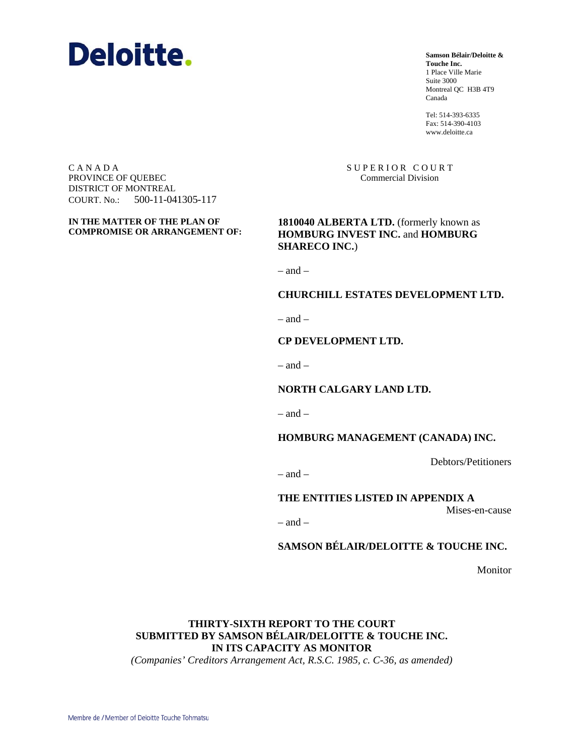**Deloitte.**

**Samson Bélair/Deloitte & Touche Inc.**
1 Place Ville Marie
Suite 3000
Montreal QC H3B 4T9
Canada

Tel: 514-393-6335
Fax: 514-390-4103
www.deloitte.ca

C A N A D A
PROVINCE OF QUEBEC
DISTRICT OF MONTREAL
COURT. No.: 500-11-041305-117

S U P E R I O R C O U R T
Commercial Division

**IN THE MATTER OF THE PLAN OF COMPROMISE OR ARRANGEMENT OF:**

**1810040 ALBERTA LTD.** (formerly known as **HOMBURG INVEST INC.** and **HOMBURG SHARECO INC.**)

– and –

**CHURCHILL ESTATES DEVELOPMENT LTD.**

– and –

**CP DEVELOPMENT LTD.**

– and –

**NORTH CALGARY LAND LTD.**

– and –

**HOMBURG MANAGEMENT (CANADA) INC.**

Debtors/Petitioners

– and –

**THE ENTITIES LISTED IN APPENDIX A**

Mises-en-cause

– and –

**SAMSON BÉLAIR/DELOITTE & TOUCHE INC.**

Monitor

**THIRTY-SIXTH REPORT TO THE COURT**
**SUBMITTED BY SAMSON BÉLAIR/DELOITTE & TOUCHE INC.**
**IN ITS CAPACITY AS MONITOR**
*(Companies' Creditors Arrangement Act, R.S.C. 1985, c. C-36, as amended)*

Membre de / Member of Deloitte Touche Tohmatsu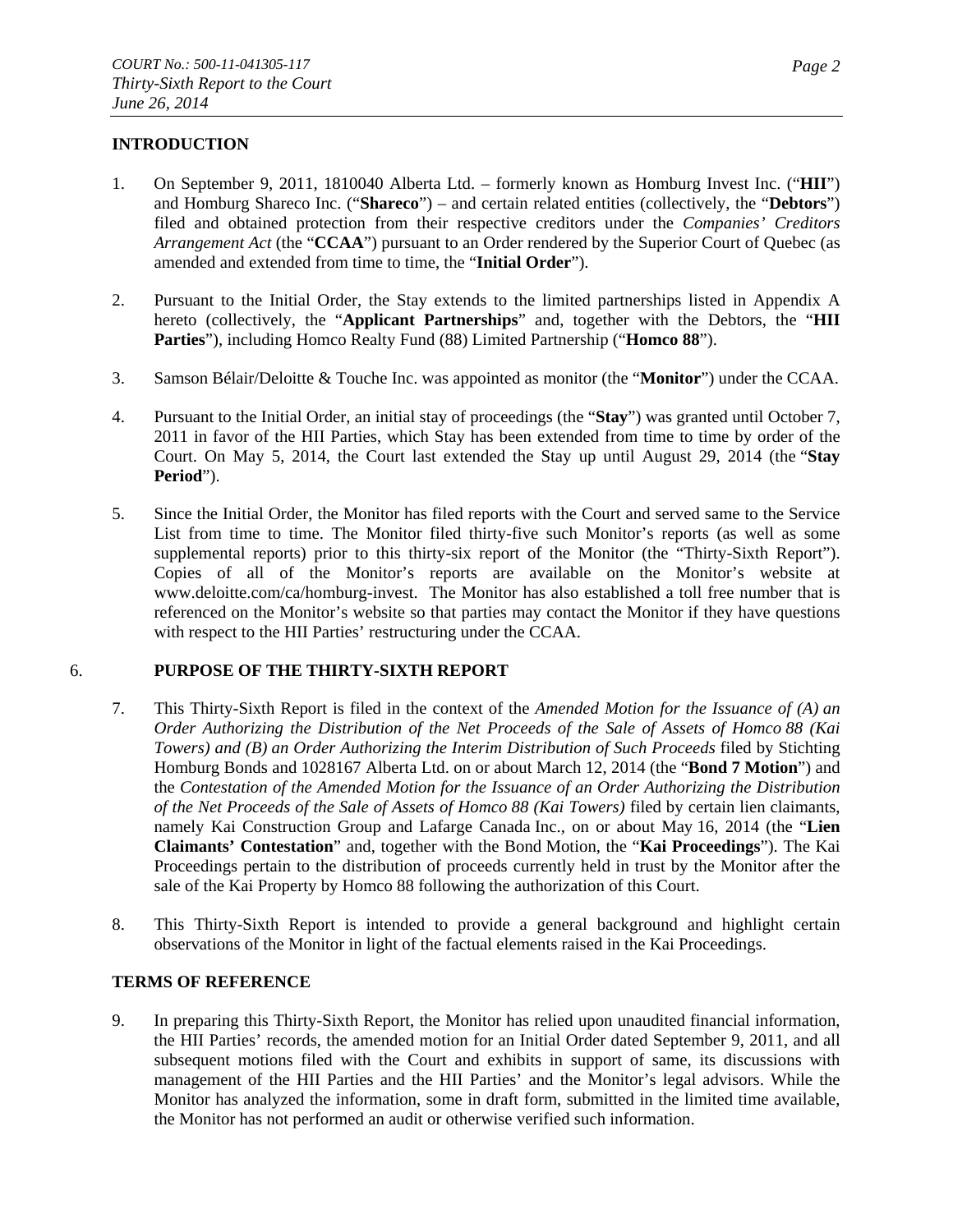## INTRODUCTION

1. On September 9, 2011, 1810040 Alberta Ltd. – formerly known as Homburg Invest Inc. ("**HII**") and Homburg Shareco Inc. ("**Shareco**") – and certain related entities (collectively, the "**Debtors**") filed and obtained protection from their respective creditors under the *Companies' Creditors Arrangement Act* (the "**CCAA**") pursuant to an Order rendered by the Superior Court of Quebec (as amended and extended from time to time, the "**Initial Order**").

2. Pursuant to the Initial Order, the Stay extends to the limited partnerships listed in Appendix A hereto (collectively, the "**Applicant Partnerships**" and, together with the Debtors, the "**HII Parties**"), including Homco Realty Fund (88) Limited Partnership ("**Homco 88**").

3. Samson Bélair/Deloitte & Touche Inc. was appointed as monitor (the "**Monitor**") under the CCAA.

4. Pursuant to the Initial Order, an initial stay of proceedings (the "**Stay**") was granted until October 7, 2011 in favor of the HII Parties, which Stay has been extended from time to time by order of the Court. On May 5, 2014, the Court last extended the Stay up until August 29, 2014 (the "**Stay Period**").

5. Since the Initial Order, the Monitor has filed reports with the Court and served same to the Service List from time to time. The Monitor filed thirty-five such Monitor's reports (as well as some supplemental reports) prior to this thirty-six report of the Monitor (the "Thirty-Sixth Report"). Copies of all of the Monitor's reports are available on the Monitor's website at www.deloitte.com/ca/homburg-invest. The Monitor has also established a toll free number that is referenced on the Monitor's website so that parties may contact the Monitor if they have questions with respect to the HII Parties' restructuring under the CCAA.

6. **PURPOSE OF THE THIRTY-SIXTH REPORT**

7. This Thirty-Sixth Report is filed in the context of the *Amended Motion for the Issuance of (A) an Order Authorizing the Distribution of the Net Proceeds of the Sale of Assets of Homco 88 (Kai Towers) and (B) an Order Authorizing the Interim Distribution of Such Proceeds* filed by Stichting Homburg Bonds and 1028167 Alberta Ltd. on or about March 12, 2014 (the "**Bond 7 Motion**") and the *Contestation of the Amended Motion for the Issuance of an Order Authorizing the Distribution of the Net Proceeds of the Sale of Assets of Homco 88 (Kai Towers)* filed by certain lien claimants, namely Kai Construction Group and Lafarge Canada Inc., on or about May 16, 2014 (the "**Lien Claimants' Contestation**" and, together with the Bond Motion, the "**Kai Proceedings**"). The Kai Proceedings pertain to the distribution of proceeds currently held in trust by the Monitor after the sale of the Kai Property by Homco 88 following the authorization of this Court.

8. This Thirty-Sixth Report is intended to provide a general background and highlight certain observations of the Monitor in light of the factual elements raised in the Kai Proceedings.

## TERMS OF REFERENCE

9. In preparing this Thirty-Sixth Report, the Monitor has relied upon unaudited financial information, the HII Parties' records, the amended motion for an Initial Order dated September 9, 2011, and all subsequent motions filed with the Court and exhibits in support of same, its discussions with management of the HII Parties and the HII Parties' and the Monitor's legal advisors. While the Monitor has analyzed the information, some in draft form, submitted in the limited time available, the Monitor has not performed an audit or otherwise verified such information.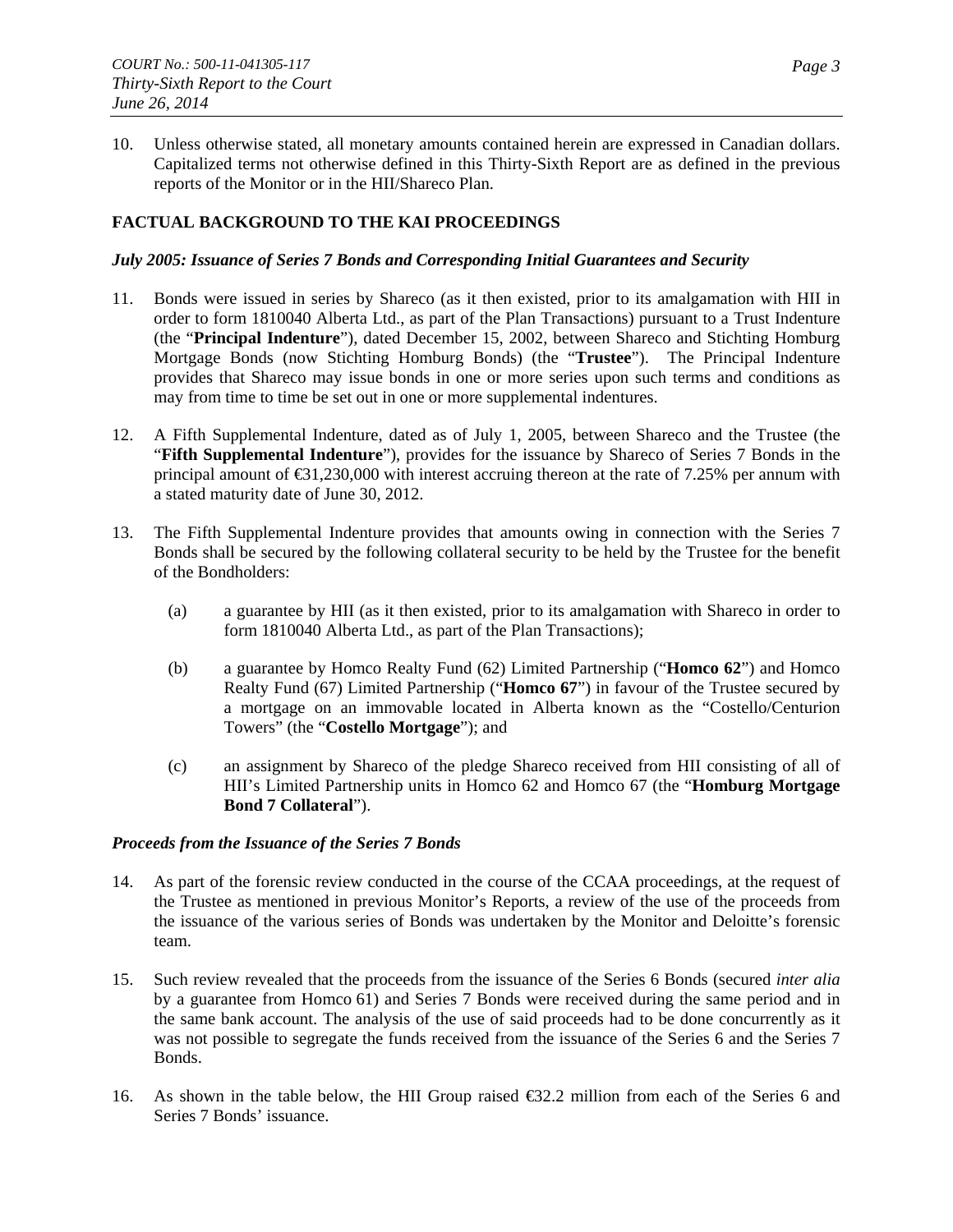10. Unless otherwise stated, all monetary amounts contained herein are expressed in Canadian dollars. Capitalized terms not otherwise defined in this Thirty-Sixth Report are as defined in the previous reports of the Monitor or in the HII/Shareco Plan.

## FACTUAL BACKGROUND TO THE KAI PROCEEDINGS

### *July 2005: Issuance of Series 7 Bonds and Corresponding Initial Guarantees and Security*

11. Bonds were issued in series by Shareco (as it then existed, prior to its amalgamation with HII in order to form 1810040 Alberta Ltd., as part of the Plan Transactions) pursuant to a Trust Indenture (the "**Principal Indenture**"), dated December 15, 2002, between Shareco and Stichting Homburg Mortgage Bonds (now Stichting Homburg Bonds) (the "**Trustee**"). The Principal Indenture provides that Shareco may issue bonds in one or more series upon such terms and conditions as may from time to time be set out in one or more supplemental indentures.

12. A Fifth Supplemental Indenture, dated as of July 1, 2005, between Shareco and the Trustee (the "**Fifth Supplemental Indenture**"), provides for the issuance by Shareco of Series 7 Bonds in the principal amount of €31,230,000 with interest accruing thereon at the rate of 7.25% per annum with a stated maturity date of June 30, 2012.

13. The Fifth Supplemental Indenture provides that amounts owing in connection with the Series 7 Bonds shall be secured by the following collateral security to be held by the Trustee for the benefit of the Bondholders:

    (a) a guarantee by HII (as it then existed, prior to its amalgamation with Shareco in order to form 1810040 Alberta Ltd., as part of the Plan Transactions);

    (b) a guarantee by Homco Realty Fund (62) Limited Partnership ("**Homco 62**") and Homco Realty Fund (67) Limited Partnership ("**Homco 67**") in favour of the Trustee secured by a mortgage on an immovable located in Alberta known as the "Costello/Centurion Towers" (the "**Costello Mortgage**"); and

    (c) an assignment by Shareco of the pledge Shareco received from HII consisting of all of HII's Limited Partnership units in Homco 62 and Homco 67 (the "**Homburg Mortgage Bond 7 Collateral**").

### *Proceeds from the Issuance of the Series 7 Bonds*

14. As part of the forensic review conducted in the course of the CCAA proceedings, at the request of the Trustee as mentioned in previous Monitor's Reports, a review of the use of the proceeds from the issuance of the various series of Bonds was undertaken by the Monitor and Deloitte's forensic team.

15. Such review revealed that the proceeds from the issuance of the Series 6 Bonds (secured *inter alia* by a guarantee from Homco 61) and Series 7 Bonds were received during the same period and in the same bank account. The analysis of the use of said proceeds had to be done concurrently as it was not possible to segregate the funds received from the issuance of the Series 6 and the Series 7 Bonds.

16. As shown in the table below, the HII Group raised €32.2 million from each of the Series 6 and Series 7 Bonds' issuance.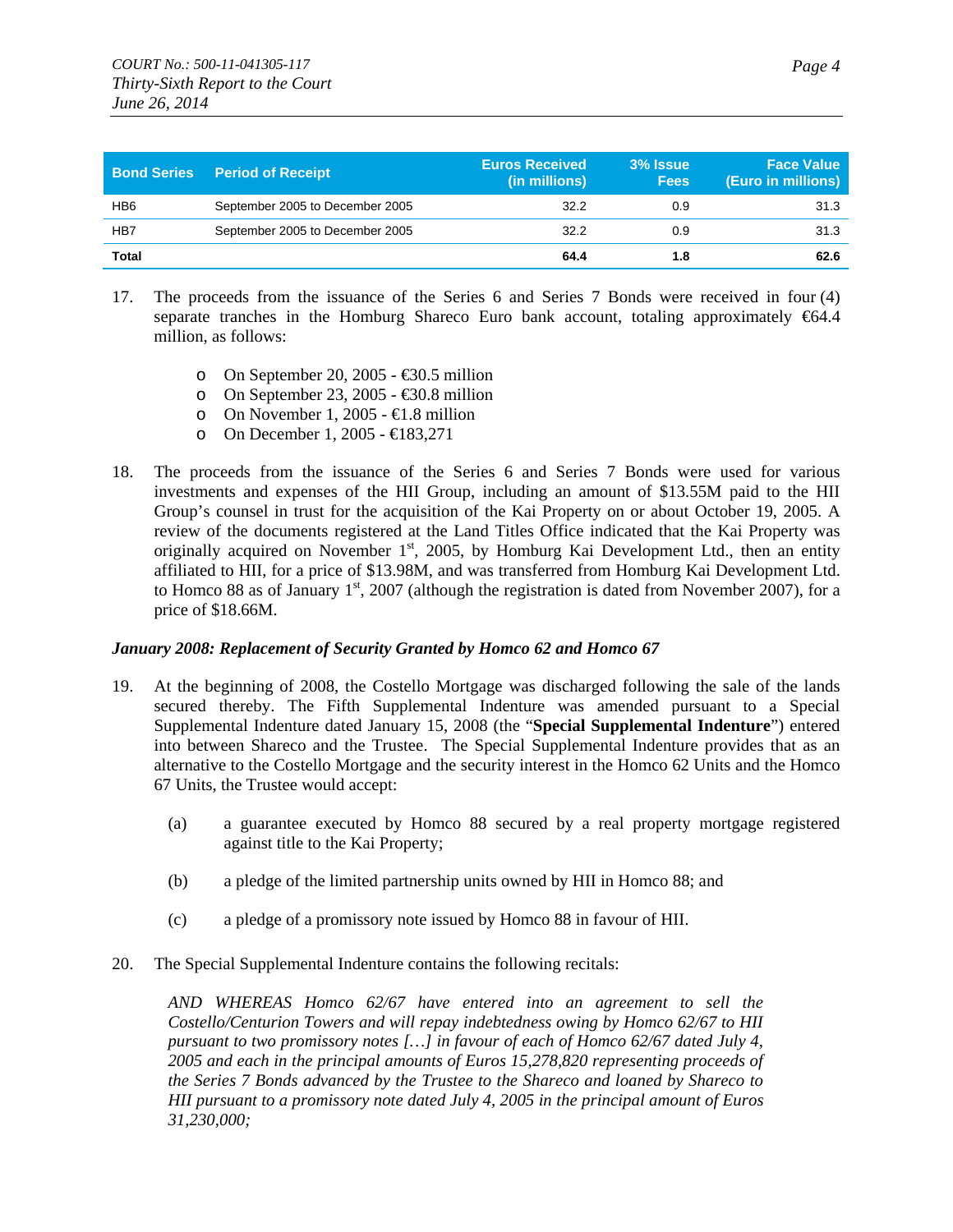| Bond Series | Period of Receipt | Euros Received (in millions) | 3% Issue Fees | Face Value (Euro in millions) |
|---|---|---|---|---|
| HB6 | September 2005 to December 2005 | 32.2 | 0.9 | 31.3 |
| HB7 | September 2005 to December 2005 | 32.2 | 0.9 | 31.3 |
| **Total** | | **64.4** | **1.8** | **62.6** |

17. The proceeds from the issuance of the Series 6 and Series 7 Bonds were received in four (4) separate tranches in the Homburg Shareco Euro bank account, totaling approximately €64.4 million, as follows:

    - On September 20, 2005 - €30.5 million
    - On September 23, 2005 - €30.8 million
    - On November 1, 2005 - €1.8 million
    - On December 1, 2005 - €183,271

18. The proceeds from the issuance of the Series 6 and Series 7 Bonds were used for various investments and expenses of the HII Group, including an amount of $13.55M paid to the HII Group's counsel in trust for the acquisition of the Kai Property on or about October 19, 2005. A review of the documents registered at the Land Titles Office indicated that the Kai Property was originally acquired on November 1st, 2005, by Homburg Kai Development Ltd., then an entity affiliated to HII, for a price of $13.98M, and was transferred from Homburg Kai Development Ltd. to Homco 88 as of January 1st, 2007 (although the registration is dated from November 2007), for a price of $18.66M.

***January 2008: Replacement of Security Granted by Homco 62 and Homco 67***

19. At the beginning of 2008, the Costello Mortgage was discharged following the sale of the lands secured thereby. The Fifth Supplemental Indenture was amended pursuant to a Special Supplemental Indenture dated January 15, 2008 (the "**Special Supplemental Indenture**") entered into between Shareco and the Trustee. The Special Supplemental Indenture provides that as an alternative to the Costello Mortgage and the security interest in the Homco 62 Units and the Homco 67 Units, the Trustee would accept:

    (a) a guarantee executed by Homco 88 secured by a real property mortgage registered against title to the Kai Property;

    (b) a pledge of the limited partnership units owned by HII in Homco 88; and

    (c) a pledge of a promissory note issued by Homco 88 in favour of HII.

20. The Special Supplemental Indenture contains the following recitals:

    *AND WHEREAS Homco 62/67 have entered into an agreement to sell the Costello/Centurion Towers and will repay indebtedness owing by Homco 62/67 to HII pursuant to two promissory notes […] in favour of each of Homco 62/67 dated July 4, 2005 and each in the principal amounts of Euros 15,278,820 representing proceeds of the Series 7 Bonds advanced by the Trustee to the Shareco and loaned by Shareco to HII pursuant to a promissory note dated July 4, 2005 in the principal amount of Euros 31,230,000;*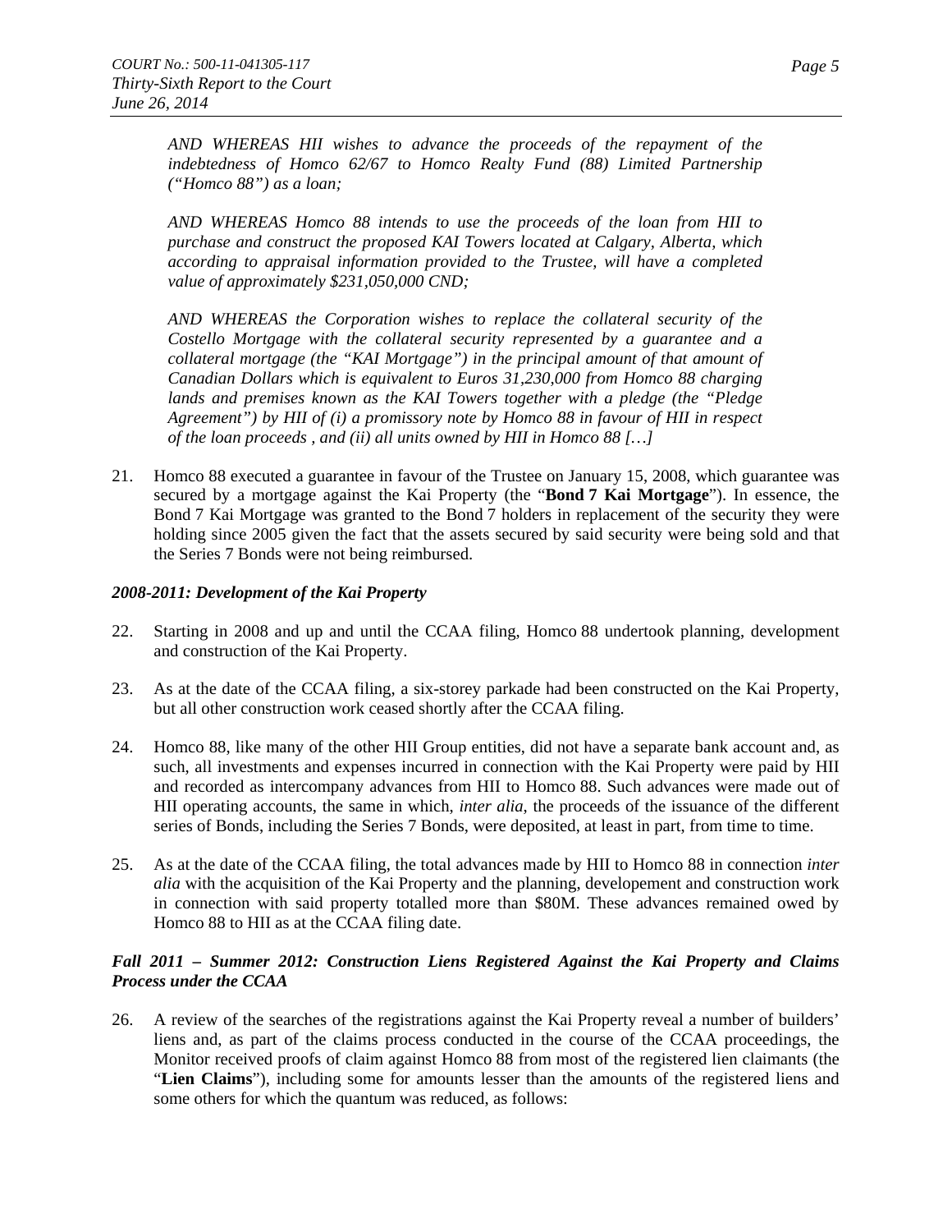*AND WHEREAS HII wishes to advance the proceeds of the repayment of the indebtedness of Homco 62/67 to Homco Realty Fund (88) Limited Partnership ("Homco 88") as a loan;*

*AND WHEREAS Homco 88 intends to use the proceeds of the loan from HII to purchase and construct the proposed KAI Towers located at Calgary, Alberta, which according to appraisal information provided to the Trustee, will have a completed value of approximately $231,050,000 CND;*

*AND WHEREAS the Corporation wishes to replace the collateral security of the Costello Mortgage with the collateral security represented by a guarantee and a collateral mortgage (the "KAI Mortgage") in the principal amount of that amount of Canadian Dollars which is equivalent to Euros 31,230,000 from Homco 88 charging lands and premises known as the KAI Towers together with a pledge (the "Pledge Agreement") by HII of (i) a promissory note by Homco 88 in favour of HII in respect of the loan proceeds , and (ii) all units owned by HII in Homco 88 […]*

21. Homco 88 executed a guarantee in favour of the Trustee on January 15, 2008, which guarantee was secured by a mortgage against the Kai Property (the "**Bond 7 Kai Mortgage**"). In essence, the Bond 7 Kai Mortgage was granted to the Bond 7 holders in replacement of the security they were holding since 2005 given the fact that the assets secured by said security were being sold and that the Series 7 Bonds were not being reimbursed.

### *2008-2011: Development of the Kai Property*

22. Starting in 2008 and up and until the CCAA filing, Homco 88 undertook planning, development and construction of the Kai Property.

23. As at the date of the CCAA filing, a six-storey parkade had been constructed on the Kai Property, but all other construction work ceased shortly after the CCAA filing.

24. Homco 88, like many of the other HII Group entities, did not have a separate bank account and, as such, all investments and expenses incurred in connection with the Kai Property were paid by HII and recorded as intercompany advances from HII to Homco 88. Such advances were made out of HII operating accounts, the same in which, *inter alia*, the proceeds of the issuance of the different series of Bonds, including the Series 7 Bonds, were deposited, at least in part, from time to time.

25. As at the date of the CCAA filing, the total advances made by HII to Homco 88 in connection *inter alia* with the acquisition of the Kai Property and the planning, developement and construction work in connection with said property totalled more than $80M. These advances remained owed by Homco 88 to HII as at the CCAA filing date.

### *Fall 2011 – Summer 2012: Construction Liens Registered Against the Kai Property and Claims Process under the CCAA*

26. A review of the searches of the registrations against the Kai Property reveal a number of builders' liens and, as part of the claims process conducted in the course of the CCAA proceedings, the Monitor received proofs of claim against Homco 88 from most of the registered lien claimants (the "**Lien Claims**"), including some for amounts lesser than the amounts of the registered liens and some others for which the quantum was reduced, as follows: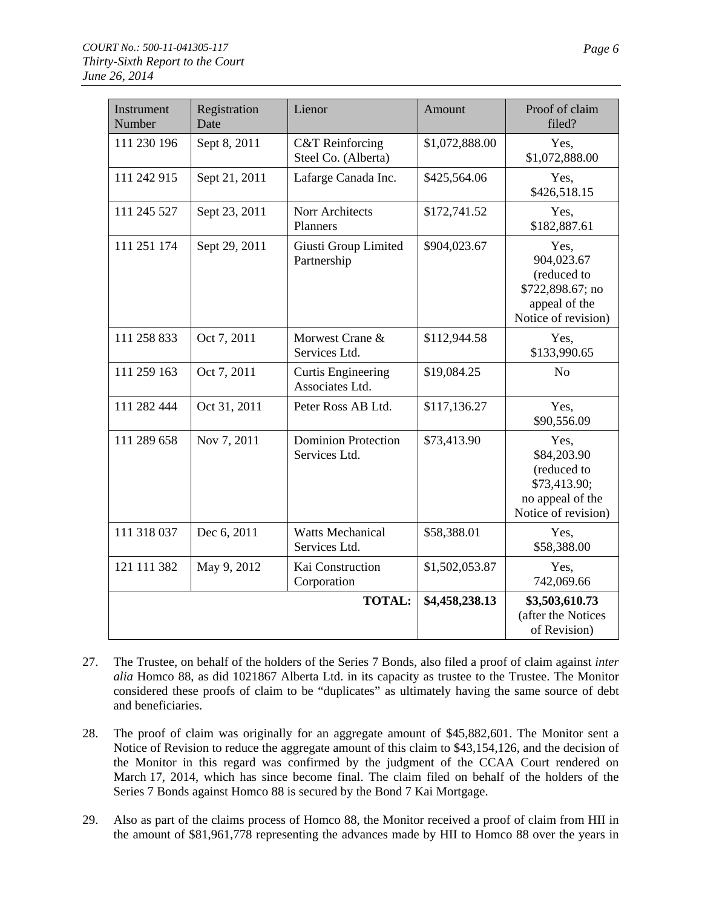| Instrument Number | Registration Date | Lienor | Amount | Proof of claim filed? |
|---|---|---|---|---|
| 111 230 196 | Sept 8, 2011 | C&T Reinforcing Steel Co. (Alberta) | $1,072,888.00 | Yes, $1,072,888.00 |
| 111 242 915 | Sept 21, 2011 | Lafarge Canada Inc. | $425,564.06 | Yes, $426,518.15 |
| 111 245 527 | Sept 23, 2011 | Norr Architects Planners | $172,741.52 | Yes, $182,887.61 |
| 111 251 174 | Sept 29, 2011 | Giusti Group Limited Partnership | $904,023.67 | Yes, 904,023.67 (reduced to $722,898.67; no appeal of the Notice of revision) |
| 111 258 833 | Oct 7, 2011 | Morwest Crane & Services Ltd. | $112,944.58 | Yes, $133,990.65 |
| 111 259 163 | Oct 7, 2011 | Curtis Engineering Associates Ltd. | $19,084.25 | No |
| 111 282 444 | Oct 31, 2011 | Peter Ross AB Ltd. | $117,136.27 | Yes, $90,556.09 |
| 111 289 658 | Nov 7, 2011 | Dominion Protection Services Ltd. | $73,413.90 | Yes, $84,203.90 (reduced to $73,413.90; no appeal of the Notice of revision) |
| 111 318 037 | Dec 6, 2011 | Watts Mechanical Services Ltd. | $58,388.01 | Yes, $58,388.00 |
| 121 111 382 | May 9, 2012 | Kai Construction Corporation | $1,502,053.87 | Yes, 742,069.66 |
| | | **TOTAL:** | **$4,458,238.13** | **$3,503,610.73** (after the Notices of Revision) |

27. The Trustee, on behalf of the holders of the Series 7 Bonds, also filed a proof of claim against *inter alia* Homco 88, as did 1021867 Alberta Ltd. in its capacity as trustee to the Trustee. The Monitor considered these proofs of claim to be "duplicates" as ultimately having the same source of debt and beneficiaries.

28. The proof of claim was originally for an aggregate amount of $45,882,601. The Monitor sent a Notice of Revision to reduce the aggregate amount of this claim to $43,154,126, and the decision of the Monitor in this regard was confirmed by the judgment of the CCAA Court rendered on March 17, 2014, which has since become final. The claim filed on behalf of the holders of the Series 7 Bonds against Homco 88 is secured by the Bond 7 Kai Mortgage.

29. Also as part of the claims process of Homco 88, the Monitor received a proof of claim from HII in the amount of $81,961,778 representing the advances made by HII to Homco 88 over the years in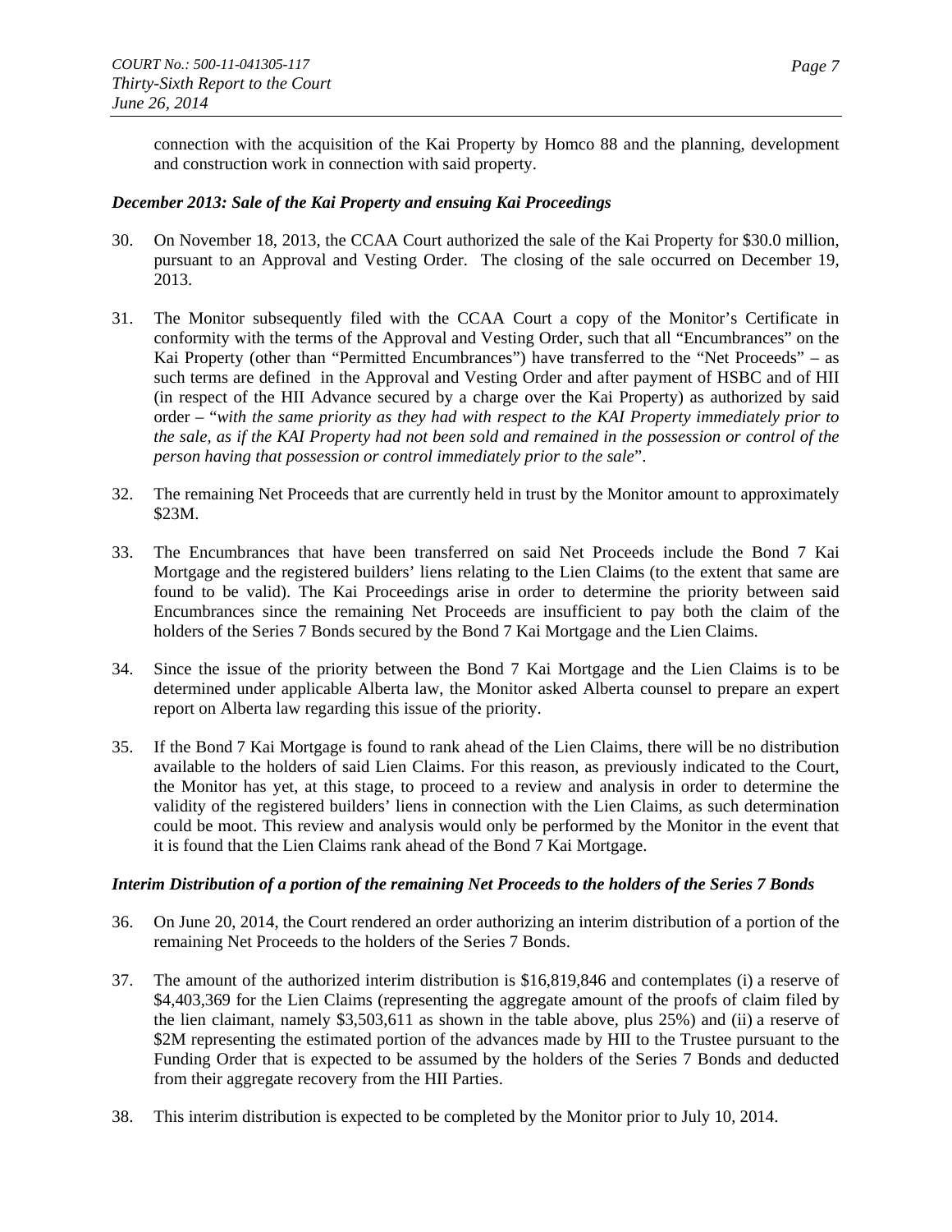connection with the acquisition of the Kai Property by Homco 88 and the planning, development and construction work in connection with said property.

***December 2013: Sale of the Kai Property and ensuing Kai Proceedings***

30. On November 18, 2013, the CCAA Court authorized the sale of the Kai Property for $30.0 million, pursuant to an Approval and Vesting Order. The closing of the sale occurred on December 19, 2013.

31. The Monitor subsequently filed with the CCAA Court a copy of the Monitor's Certificate in conformity with the terms of the Approval and Vesting Order, such that all "Encumbrances" on the Kai Property (other than "Permitted Encumbrances") have transferred to the "Net Proceeds" – as such terms are defined in the Approval and Vesting Order and after payment of HSBC and of HII (in respect of the HII Advance secured by a charge over the Kai Property) as authorized by said order – "*with the same priority as they had with respect to the KAI Property immediately prior to the sale, as if the KAI Property had not been sold and remained in the possession or control of the person having that possession or control immediately prior to the sale*".

32. The remaining Net Proceeds that are currently held in trust by the Monitor amount to approximately $23M.

33. The Encumbrances that have been transferred on said Net Proceeds include the Bond 7 Kai Mortgage and the registered builders' liens relating to the Lien Claims (to the extent that same are found to be valid). The Kai Proceedings arise in order to determine the priority between said Encumbrances since the remaining Net Proceeds are insufficient to pay both the claim of the holders of the Series 7 Bonds secured by the Bond 7 Kai Mortgage and the Lien Claims.

34. Since the issue of the priority between the Bond 7 Kai Mortgage and the Lien Claims is to be determined under applicable Alberta law, the Monitor asked Alberta counsel to prepare an expert report on Alberta law regarding this issue of the priority.

35. If the Bond 7 Kai Mortgage is found to rank ahead of the Lien Claims, there will be no distribution available to the holders of said Lien Claims. For this reason, as previously indicated to the Court, the Monitor has yet, at this stage, to proceed to a review and analysis in order to determine the validity of the registered builders' liens in connection with the Lien Claims, as such determination could be moot. This review and analysis would only be performed by the Monitor in the event that it is found that the Lien Claims rank ahead of the Bond 7 Kai Mortgage.

***Interim Distribution of a portion of the remaining Net Proceeds to the holders of the Series 7 Bonds***

36. On June 20, 2014, the Court rendered an order authorizing an interim distribution of a portion of the remaining Net Proceeds to the holders of the Series 7 Bonds.

37. The amount of the authorized interim distribution is $16,819,846 and contemplates (i) a reserve of $4,403,369 for the Lien Claims (representing the aggregate amount of the proofs of claim filed by the lien claimant, namely $3,503,611 as shown in the table above, plus 25%) and (ii) a reserve of $2M representing the estimated portion of the advances made by HII to the Trustee pursuant to the Funding Order that is expected to be assumed by the holders of the Series 7 Bonds and deducted from their aggregate recovery from the HII Parties.

38. This interim distribution is expected to be completed by the Monitor prior to July 10, 2014.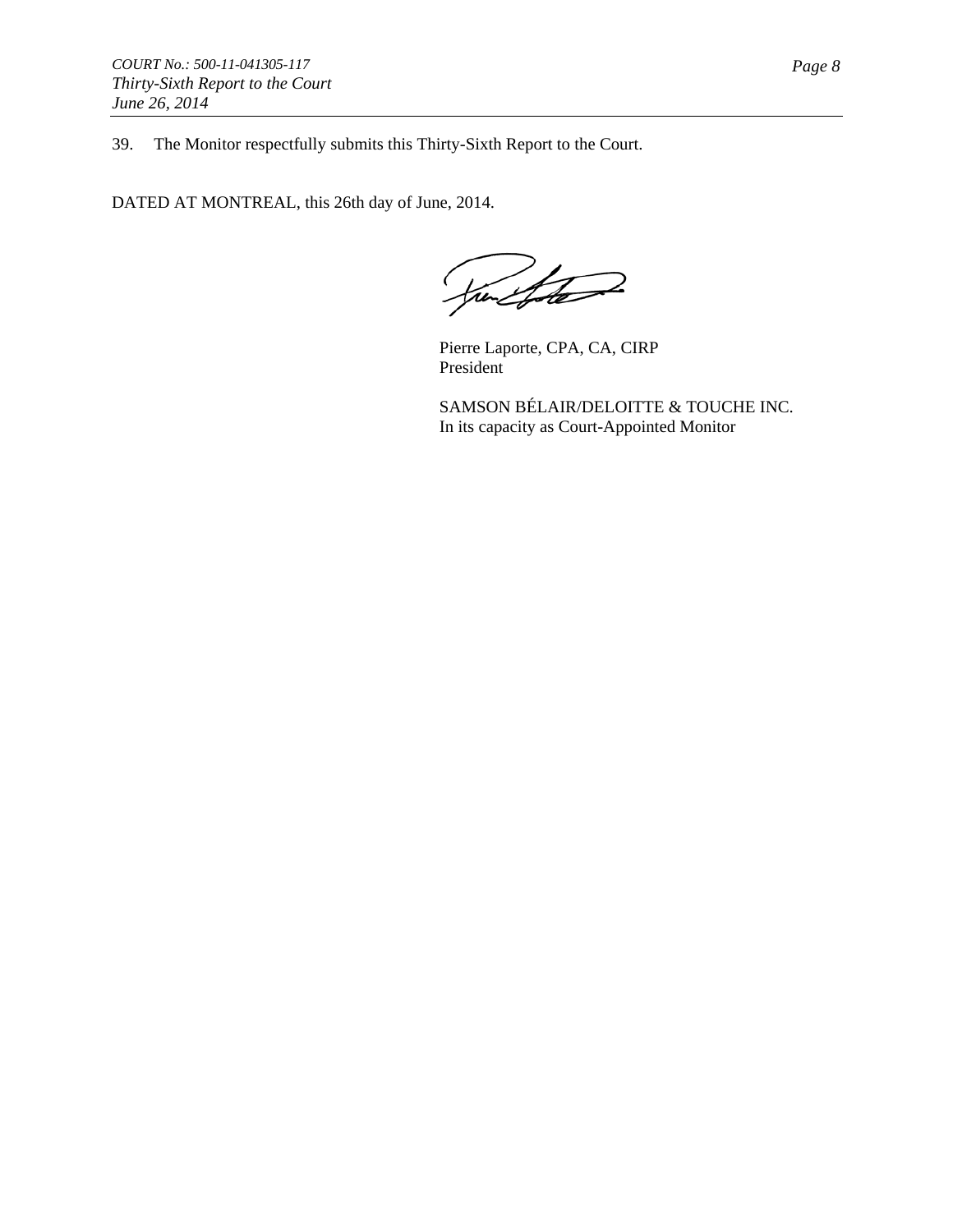39. The Monitor respectfully submits this Thirty-Sixth Report to the Court.

DATED AT MONTREAL, this 26th day of June, 2014.

Pierre Laporte, CPA, CA, CIRP
President

SAMSON BÉLAIR/DELOITTE & TOUCHE INC.
In its capacity as Court-Appointed Monitor